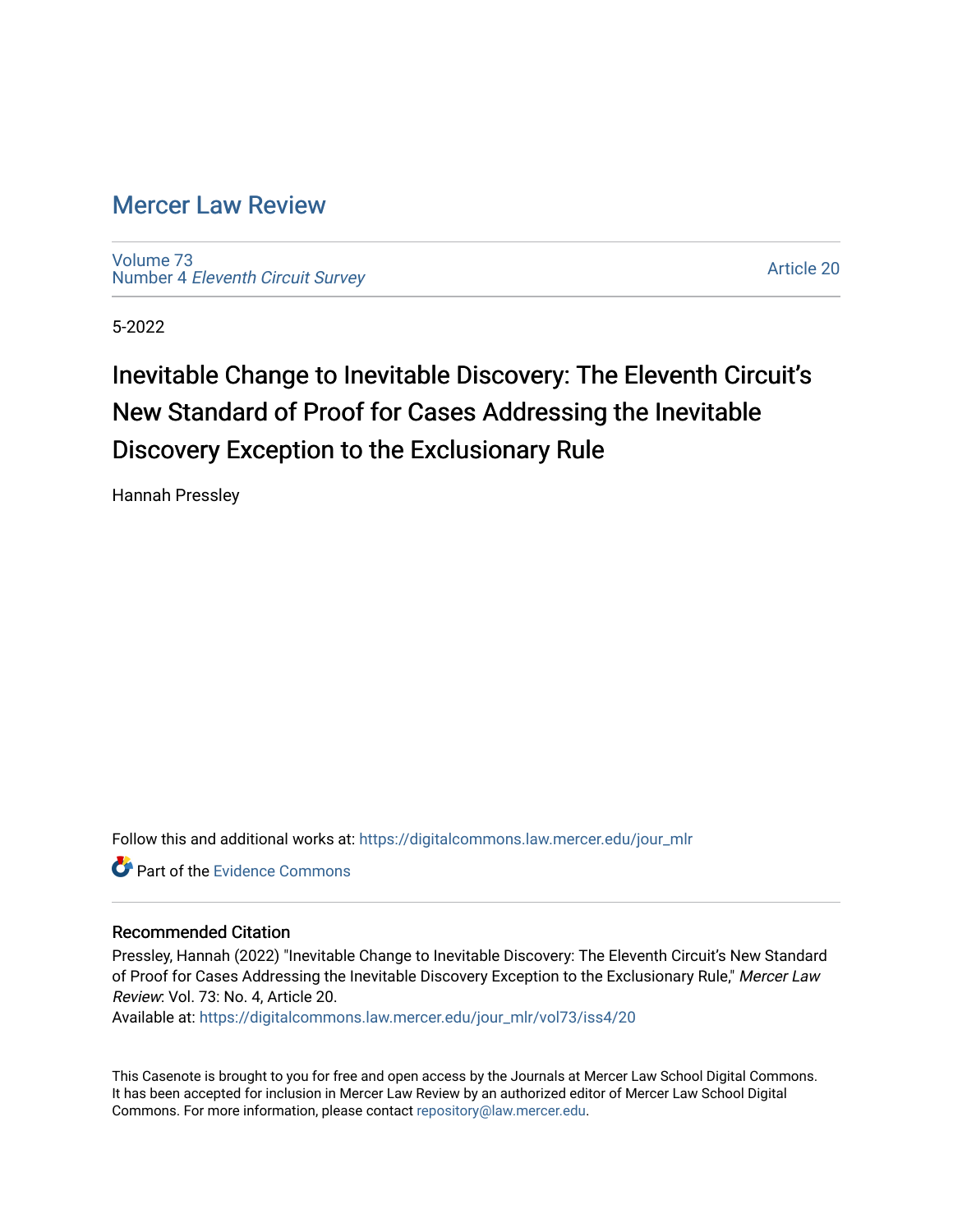# Mercer Law Review

Volume 73
Number 4 *Eleventh Circuit Survey*

Article 20

5-2022

## Inevitable Change to Inevitable Discovery: The Eleventh Circuit's New Standard of Proof for Cases Addressing the Inevitable Discovery Exception to the Exclusionary Rule

Hannah Pressley

Follow this and additional works at: https://digitalcommons.law.mercer.edu/jour_mlr

Part of the Evidence Commons

### Recommended Citation

Pressley, Hannah (2022) "Inevitable Change to Inevitable Discovery: The Eleventh Circuit's New Standard of Proof for Cases Addressing the Inevitable Discovery Exception to the Exclusionary Rule," *Mercer Law Review*: Vol. 73: No. 4, Article 20.
Available at: https://digitalcommons.law.mercer.edu/jour_mlr/vol73/iss4/20

This Casenote is brought to you for free and open access by the Journals at Mercer Law School Digital Commons. It has been accepted for inclusion in Mercer Law Review by an authorized editor of Mercer Law School Digital Commons. For more information, please contact repository@law.mercer.edu.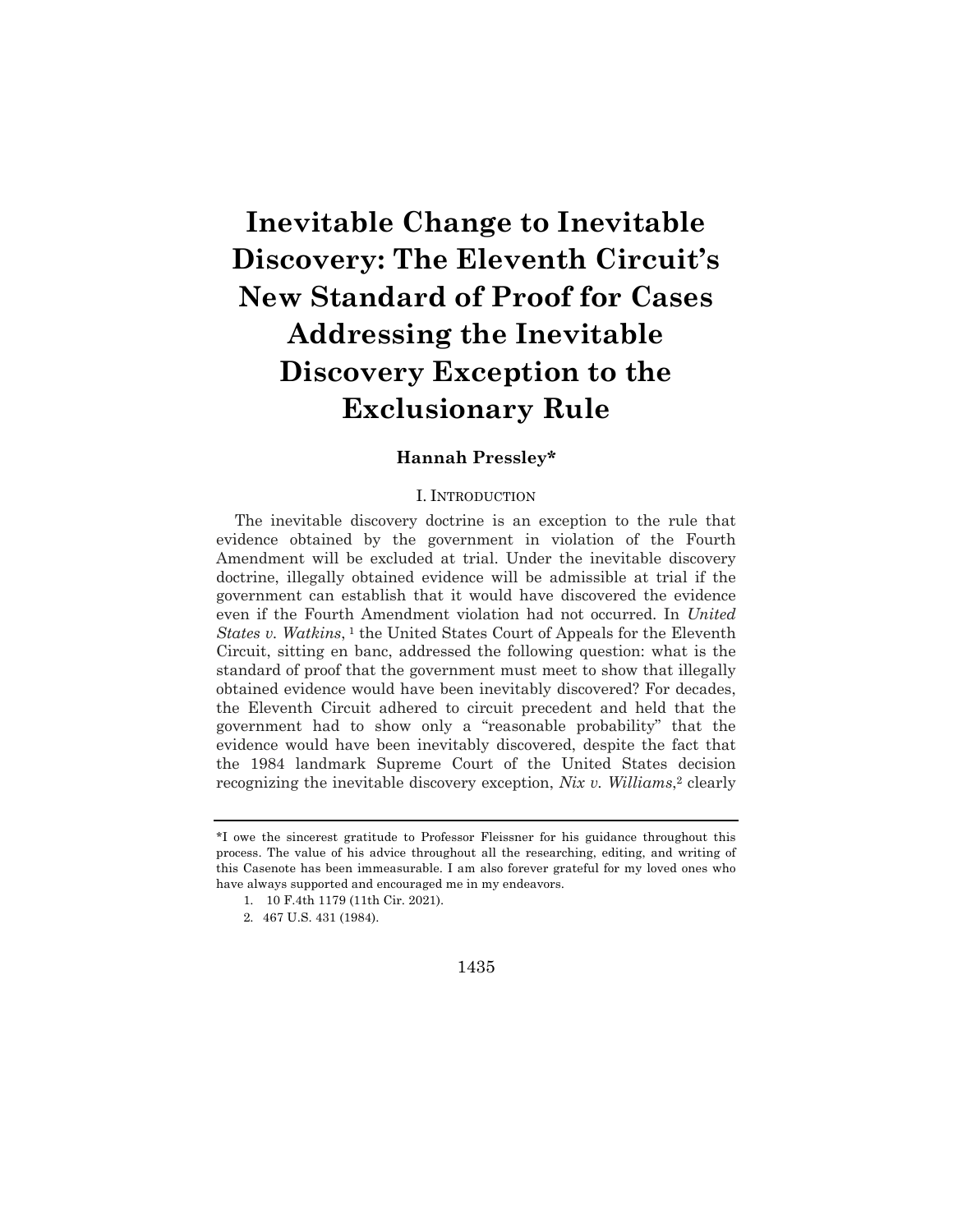# Inevitable Change to Inevitable Discovery: The Eleventh Circuit's New Standard of Proof for Cases Addressing the Inevitable Discovery Exception to the Exclusionary Rule

**Hannah Pressley***

## I. INTRODUCTION

The inevitable discovery doctrine is an exception to the rule that evidence obtained by the government in violation of the Fourth Amendment will be excluded at trial. Under the inevitable discovery doctrine, illegally obtained evidence will be admissible at trial if the government can establish that it would have discovered the evidence even if the Fourth Amendment violation had not occurred. In *United States v. Watkins*, [1] the United States Court of Appeals for the Eleventh Circuit, sitting en banc, addressed the following question: what is the standard of proof that the government must meet to show that illegally obtained evidence would have been inevitably discovered? For decades, the Eleventh Circuit adhered to circuit precedent and held that the government had to show only a "reasonable probability" that the evidence would have been inevitably discovered, despite the fact that the 1984 landmark Supreme Court of the United States decision recognizing the inevitable discovery exception, *Nix v. Williams*,[2] clearly

---

*I owe the sincerest gratitude to Professor Fleissner for his guidance throughout this process. The value of his advice throughout all the researching, editing, and writing of this Casenote has been immeasurable. I am also forever grateful for my loved ones who have always supported and encouraged me in my endeavors.

1. 10 F.4th 1179 (11th Cir. 2021).

2. 467 U.S. 431 (1984).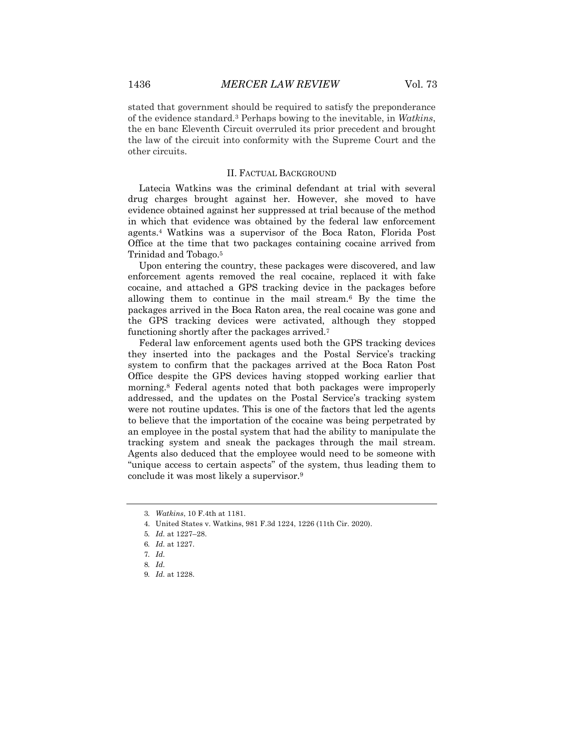stated that government should be required to satisfy the preponderance of the evidence standard.[3] Perhaps bowing to the inevitable, in *Watkins*, the en banc Eleventh Circuit overruled its prior precedent and brought the law of the circuit into conformity with the Supreme Court and the other circuits.

## II. FACTUAL BACKGROUND

Latecia Watkins was the criminal defendant at trial with several drug charges brought against her. However, she moved to have evidence obtained against her suppressed at trial because of the method in which that evidence was obtained by the federal law enforcement agents.[4] Watkins was a supervisor of the Boca Raton, Florida Post Office at the time that two packages containing cocaine arrived from Trinidad and Tobago.[5]

Upon entering the country, these packages were discovered, and law enforcement agents removed the real cocaine, replaced it with fake cocaine, and attached a GPS tracking device in the packages before allowing them to continue in the mail stream.[6] By the time the packages arrived in the Boca Raton area, the real cocaine was gone and the GPS tracking devices were activated, although they stopped functioning shortly after the packages arrived.[7]

Federal law enforcement agents used both the GPS tracking devices they inserted into the packages and the Postal Service's tracking system to confirm that the packages arrived at the Boca Raton Post Office despite the GPS devices having stopped working earlier that morning.[8] Federal agents noted that both packages were improperly addressed, and the updates on the Postal Service's tracking system were not routine updates. This is one of the factors that led the agents to believe that the importation of the cocaine was being perpetrated by an employee in the postal system that had the ability to manipulate the tracking system and sneak the packages through the mail stream. Agents also deduced that the employee would need to be someone with "unique access to certain aspects" of the system, thus leading them to conclude it was most likely a supervisor.[9]

---

3. *Watkins*, 10 F.4th at 1181.
4. United States v. Watkins, 981 F.3d 1224, 1226 (11th Cir. 2020).
5. *Id.* at 1227–28.
6. *Id.* at 1227.
7. *Id.*
8. *Id.*
9. *Id.* at 1228.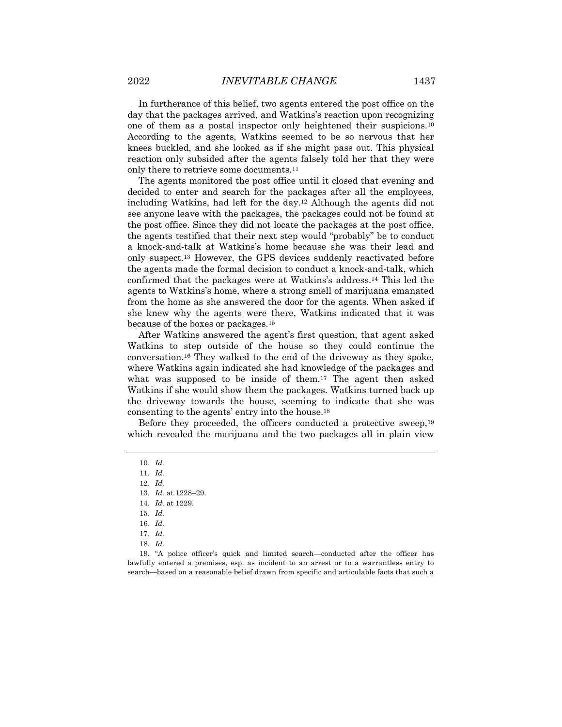In furtherance of this belief, two agents entered the post office on the day that the packages arrived, and Watkins's reaction upon recognizing one of them as a postal inspector only heightened their suspicions.[10] According to the agents, Watkins seemed to be so nervous that her knees buckled, and she looked as if she might pass out. This physical reaction only subsided after the agents falsely told her that they were only there to retrieve some documents.[11]

The agents monitored the post office until it closed that evening and decided to enter and search for the packages after all the employees, including Watkins, had left for the day.[12] Although the agents did not see anyone leave with the packages, the packages could not be found at the post office. Since they did not locate the packages at the post office, the agents testified that their next step would "probably" be to conduct a knock-and-talk at Watkins's home because she was their lead and only suspect.[13] However, the GPS devices suddenly reactivated before the agents made the formal decision to conduct a knock-and-talk, which confirmed that the packages were at Watkins's address.[14] This led the agents to Watkins's home, where a strong smell of marijuana emanated from the home as she answered the door for the agents. When asked if she knew why the agents were there, Watkins indicated that it was because of the boxes or packages.[15]

After Watkins answered the agent's first question, that agent asked Watkins to step outside of the house so they could continue the conversation.[16] They walked to the end of the driveway as they spoke, where Watkins again indicated she had knowledge of the packages and what was supposed to be inside of them.[17] The agent then asked Watkins if she would show them the packages. Watkins turned back up the driveway towards the house, seeming to indicate that she was consenting to the agents' entry into the house.[18]

Before they proceeded, the officers conducted a protective sweep,[19] which revealed the marijuana and the two packages all in plain view

10. *Id.*

11. *Id.*

12. *Id.*

13. *Id.* at 1228–29.

14. *Id.* at 1229.

15. *Id.*

16. *Id.*

17. *Id.*

18. *Id.*

19. "A police officer's quick and limited search—conducted after the officer has lawfully entered a premises, esp. as incident to an arrest or to a warrantless entry to search—based on a reasonable belief drawn from specific and articulable facts that such a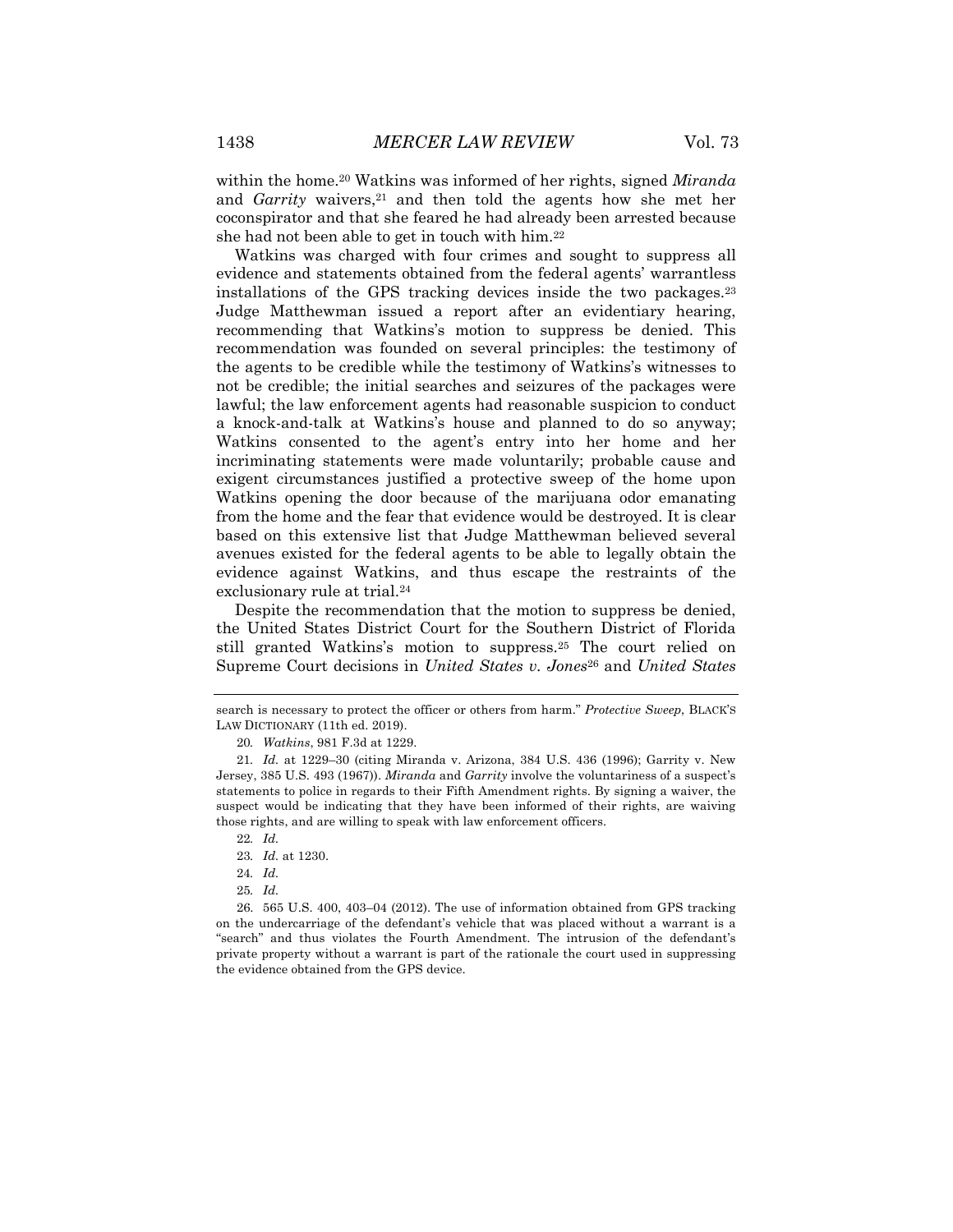within the home.[20] Watkins was informed of her rights, signed *Miranda* and *Garrity* waivers,[21] and then told the agents how she met her coconspirator and that she feared he had already been arrested because she had not been able to get in touch with him.[22]

Watkins was charged with four crimes and sought to suppress all evidence and statements obtained from the federal agents' warrantless installations of the GPS tracking devices inside the two packages.[23] Judge Matthewman issued a report after an evidentiary hearing, recommending that Watkins's motion to suppress be denied. This recommendation was founded on several principles: the testimony of the agents to be credible while the testimony of Watkins's witnesses to not be credible; the initial searches and seizures of the packages were lawful; the law enforcement agents had reasonable suspicion to conduct a knock-and-talk at Watkins's house and planned to do so anyway; Watkins consented to the agent's entry into her home and her incriminating statements were made voluntarily; probable cause and exigent circumstances justified a protective sweep of the home upon Watkins opening the door because of the marijuana odor emanating from the home and the fear that evidence would be destroyed. It is clear based on this extensive list that Judge Matthewman believed several avenues existed for the federal agents to be able to legally obtain the evidence against Watkins, and thus escape the restraints of the exclusionary rule at trial.[24]

Despite the recommendation that the motion to suppress be denied, the United States District Court for the Southern District of Florida still granted Watkins's motion to suppress.[25] The court relied on Supreme Court decisions in *United States v. Jones*[26] and *United States*

---

search is necessary to protect the officer or others from harm." *Protective Sweep*, BLACK'S LAW DICTIONARY (11th ed. 2019).

20. *Watkins*, 981 F.3d at 1229.

21. *Id.* at 1229–30 (citing Miranda v. Arizona, 384 U.S. 436 (1996); Garrity v. New Jersey, 385 U.S. 493 (1967)). *Miranda* and *Garrity* involve the voluntariness of a suspect's statements to police in regards to their Fifth Amendment rights. By signing a waiver, the suspect would be indicating that they have been informed of their rights, are waiving those rights, and are willing to speak with law enforcement officers.

22. *Id.*

23. *Id.* at 1230.

24. *Id.*

25. *Id.*

26. 565 U.S. 400, 403–04 (2012). The use of information obtained from GPS tracking on the undercarriage of the defendant's vehicle that was placed without a warrant is a "search" and thus violates the Fourth Amendment. The intrusion of the defendant's private property without a warrant is part of the rationale the court used in suppressing the evidence obtained from the GPS device.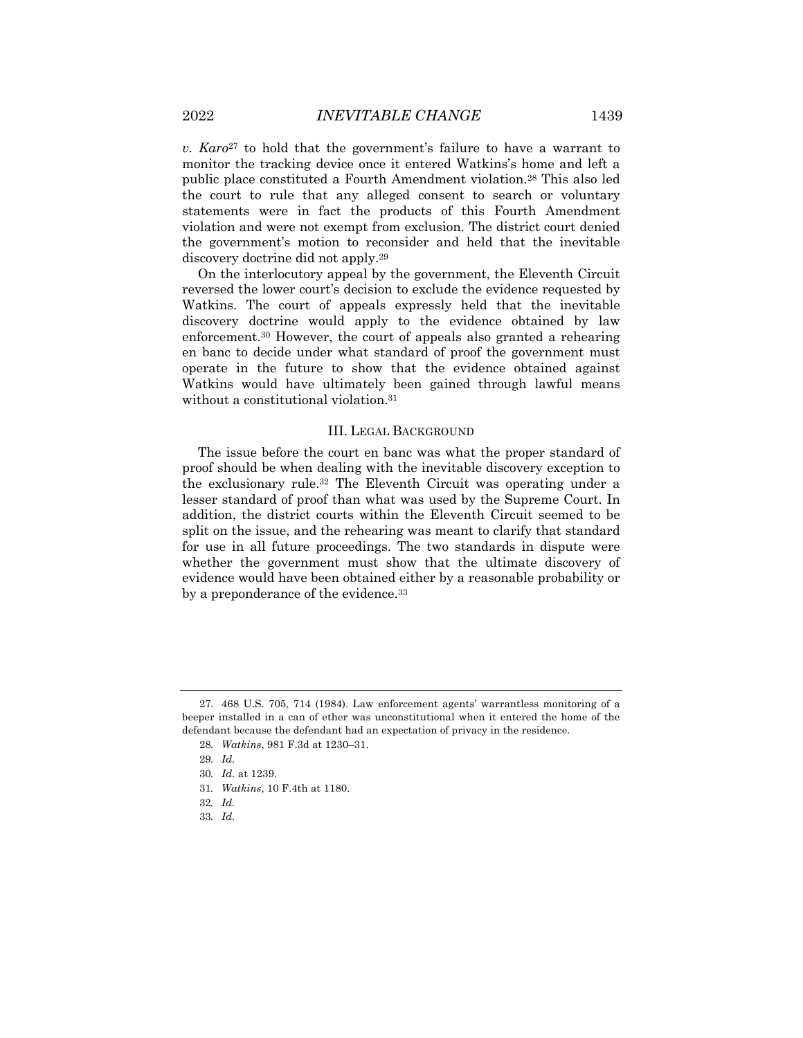*v. Karo*[27] to hold that the government's failure to have a warrant to monitor the tracking device once it entered Watkins's home and left a public place constituted a Fourth Amendment violation.[28] This also led the court to rule that any alleged consent to search or voluntary statements were in fact the products of this Fourth Amendment violation and were not exempt from exclusion. The district court denied the government's motion to reconsider and held that the inevitable discovery doctrine did not apply.[29]

On the interlocutory appeal by the government, the Eleventh Circuit reversed the lower court's decision to exclude the evidence requested by Watkins. The court of appeals expressly held that the inevitable discovery doctrine would apply to the evidence obtained by law enforcement.[30] However, the court of appeals also granted a rehearing en banc to decide under what standard of proof the government must operate in the future to show that the evidence obtained against Watkins would have ultimately been gained through lawful means without a constitutional violation.[31]

## III. LEGAL BACKGROUND

The issue before the court en banc was what the proper standard of proof should be when dealing with the inevitable discovery exception to the exclusionary rule.[32] The Eleventh Circuit was operating under a lesser standard of proof than what was used by the Supreme Court. In addition, the district courts within the Eleventh Circuit seemed to be split on the issue, and the rehearing was meant to clarify that standard for use in all future proceedings. The two standards in dispute were whether the government must show that the ultimate discovery of evidence would have been obtained either by a reasonable probability or by a preponderance of the evidence.[33]

---

27. 468 U.S. 705, 714 (1984). Law enforcement agents' warrantless monitoring of a beeper installed in a can of ether was unconstitutional when it entered the home of the defendant because the defendant had an expectation of privacy in the residence.

28. *Watkins*, 981 F.3d at 1230–31.

29. *Id.*

30. *Id.* at 1239.

31. *Watkins*, 10 F.4th at 1180.

32. *Id.*

33. *Id.*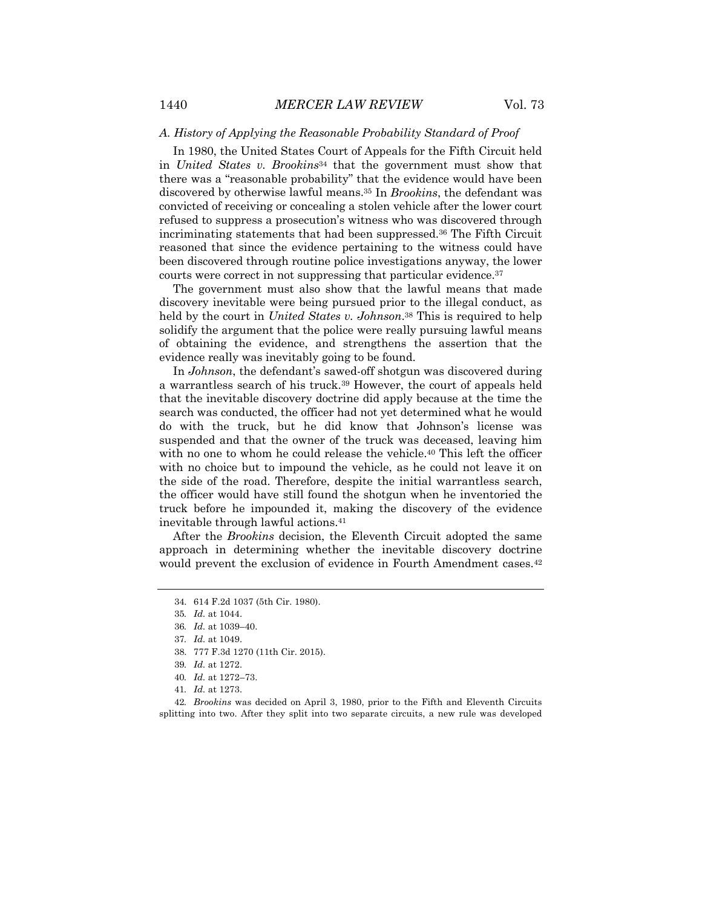### *A. History of Applying the Reasonable Probability Standard of Proof*

In 1980, the United States Court of Appeals for the Fifth Circuit held in *United States v. Brookins*[34] that the government must show that there was a "reasonable probability" that the evidence would have been discovered by otherwise lawful means.[35] In *Brookins*, the defendant was convicted of receiving or concealing a stolen vehicle after the lower court refused to suppress a prosecution's witness who was discovered through incriminating statements that had been suppressed.[36] The Fifth Circuit reasoned that since the evidence pertaining to the witness could have been discovered through routine police investigations anyway, the lower courts were correct in not suppressing that particular evidence.[37]

The government must also show that the lawful means that made discovery inevitable were being pursued prior to the illegal conduct, as held by the court in *United States v. Johnson*.[38] This is required to help solidify the argument that the police were really pursuing lawful means of obtaining the evidence, and strengthens the assertion that the evidence really was inevitably going to be found.

In *Johnson*, the defendant's sawed-off shotgun was discovered during a warrantless search of his truck.[39] However, the court of appeals held that the inevitable discovery doctrine did apply because at the time the search was conducted, the officer had not yet determined what he would do with the truck, but he did know that Johnson's license was suspended and that the owner of the truck was deceased, leaving him with no one to whom he could release the vehicle.[40] This left the officer with no choice but to impound the vehicle, as he could not leave it on the side of the road. Therefore, despite the initial warrantless search, the officer would have still found the shotgun when he inventoried the truck before he impounded it, making the discovery of the evidence inevitable through lawful actions.[41]

After the *Brookins* decision, the Eleventh Circuit adopted the same approach in determining whether the inevitable discovery doctrine would prevent the exclusion of evidence in Fourth Amendment cases.[42]

---

34. 614 F.2d 1037 (5th Cir. 1980).

35. *Id.* at 1044.

36. *Id.* at 1039–40.

37. *Id.* at 1049.

38. 777 F.3d 1270 (11th Cir. 2015).

39. *Id.* at 1272.

40. *Id.* at 1272–73.

41. *Id.* at 1273.

42. *Brookins* was decided on April 3, 1980, prior to the Fifth and Eleventh Circuits splitting into two. After they split into two separate circuits, a new rule was developed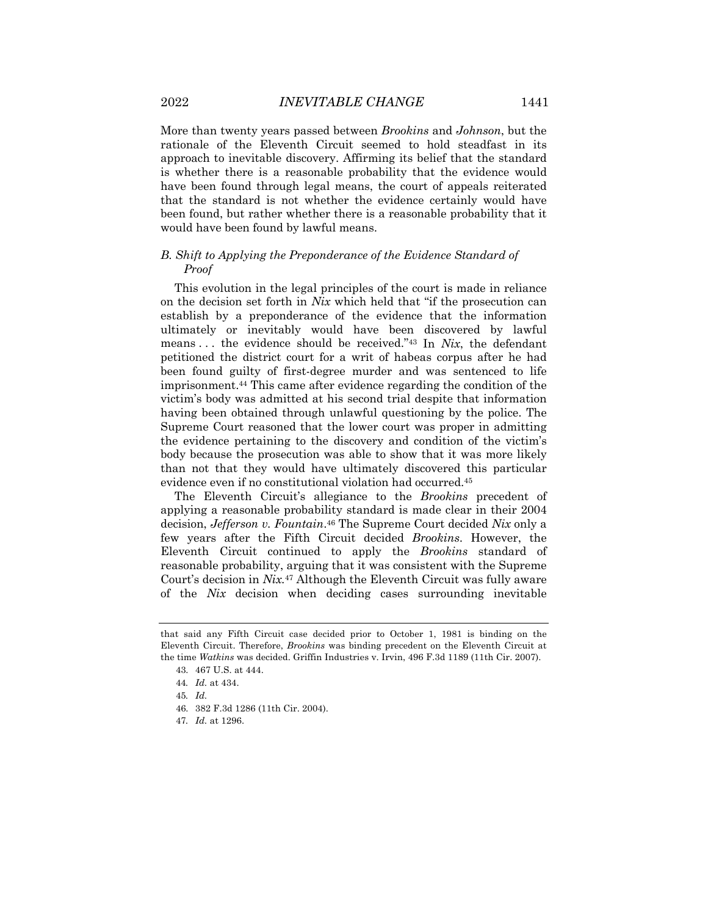More than twenty years passed between *Brookins* and *Johnson*, but the rationale of the Eleventh Circuit seemed to hold steadfast in its approach to inevitable discovery. Affirming its belief that the standard is whether there is a reasonable probability that the evidence would have been found through legal means, the court of appeals reiterated that the standard is not whether the evidence certainly would have been found, but rather whether there is a reasonable probability that it would have been found by lawful means.

### *B. Shift to Applying the Preponderance of the Evidence Standard of Proof*

This evolution in the legal principles of the court is made in reliance on the decision set forth in *Nix* which held that "if the prosecution can establish by a preponderance of the evidence that the information ultimately or inevitably would have been discovered by lawful means . . . the evidence should be received."[43] In *Nix*, the defendant petitioned the district court for a writ of habeas corpus after he had been found guilty of first-degree murder and was sentenced to life imprisonment.[44] This came after evidence regarding the condition of the victim's body was admitted at his second trial despite that information having been obtained through unlawful questioning by the police. The Supreme Court reasoned that the lower court was proper in admitting the evidence pertaining to the discovery and condition of the victim's body because the prosecution was able to show that it was more likely than not that they would have ultimately discovered this particular evidence even if no constitutional violation had occurred.[45]

The Eleventh Circuit's allegiance to the *Brookins* precedent of applying a reasonable probability standard is made clear in their 2004 decision, *Jefferson v. Fountain*.[46] The Supreme Court decided *Nix* only a few years after the Fifth Circuit decided *Brookins*. However, the Eleventh Circuit continued to apply the *Brookins* standard of reasonable probability, arguing that it was consistent with the Supreme Court's decision in *Nix*.[47] Although the Eleventh Circuit was fully aware of the *Nix* decision when deciding cases surrounding inevitable

---

that said any Fifth Circuit case decided prior to October 1, 1981 is binding on the Eleventh Circuit. Therefore, *Brookins* was binding precedent on the Eleventh Circuit at the time *Watkins* was decided. Griffin Industries v. Irvin, 496 F.3d 1189 (11th Cir. 2007).

43. 467 U.S. at 444.

44. *Id.* at 434.

45. *Id.*

46. 382 F.3d 1286 (11th Cir. 2004).

47. *Id.* at 1296.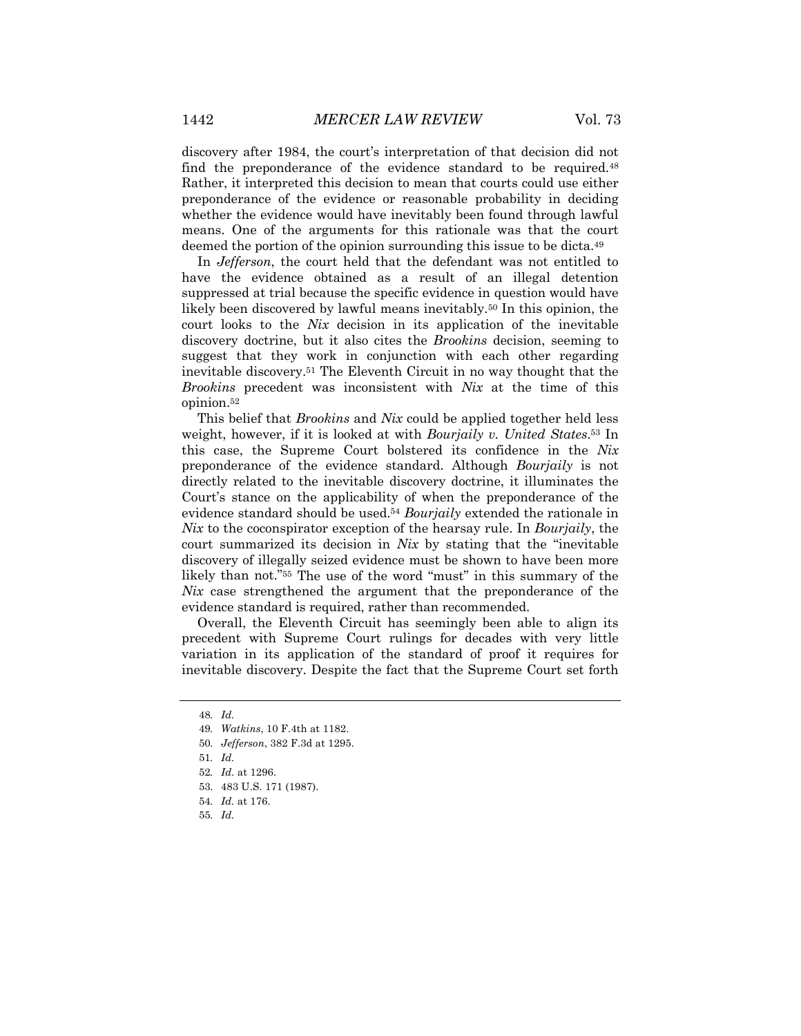discovery after 1984, the court's interpretation of that decision did not find the preponderance of the evidence standard to be required.[48] Rather, it interpreted this decision to mean that courts could use either preponderance of the evidence or reasonable probability in deciding whether the evidence would have inevitably been found through lawful means. One of the arguments for this rationale was that the court deemed the portion of the opinion surrounding this issue to be dicta.[49]

In *Jefferson*, the court held that the defendant was not entitled to have the evidence obtained as a result of an illegal detention suppressed at trial because the specific evidence in question would have likely been discovered by lawful means inevitably.[50] In this opinion, the court looks to the *Nix* decision in its application of the inevitable discovery doctrine, but it also cites the *Brookins* decision, seeming to suggest that they work in conjunction with each other regarding inevitable discovery.[51] The Eleventh Circuit in no way thought that the *Brookins* precedent was inconsistent with *Nix* at the time of this opinion.[52]

This belief that *Brookins* and *Nix* could be applied together held less weight, however, if it is looked at with *Bourjaily v. United States*.[53] In this case, the Supreme Court bolstered its confidence in the *Nix* preponderance of the evidence standard. Although *Bourjaily* is not directly related to the inevitable discovery doctrine, it illuminates the Court's stance on the applicability of when the preponderance of the evidence standard should be used.[54] *Bourjaily* extended the rationale in *Nix* to the coconspirator exception of the hearsay rule. In *Bourjaily*, the court summarized its decision in *Nix* by stating that the "inevitable discovery of illegally seized evidence must be shown to have been more likely than not."[55] The use of the word "must" in this summary of the *Nix* case strengthened the argument that the preponderance of the evidence standard is required, rather than recommended.

Overall, the Eleventh Circuit has seemingly been able to align its precedent with Supreme Court rulings for decades with very little variation in its application of the standard of proof it requires for inevitable discovery. Despite the fact that the Supreme Court set forth

---

48. *Id.*
49. *Watkins*, 10 F.4th at 1182.
50. *Jefferson*, 382 F.3d at 1295.
51. *Id.*
52. *Id.* at 1296.
53. 483 U.S. 171 (1987).
54. *Id.* at 176.
55. *Id.*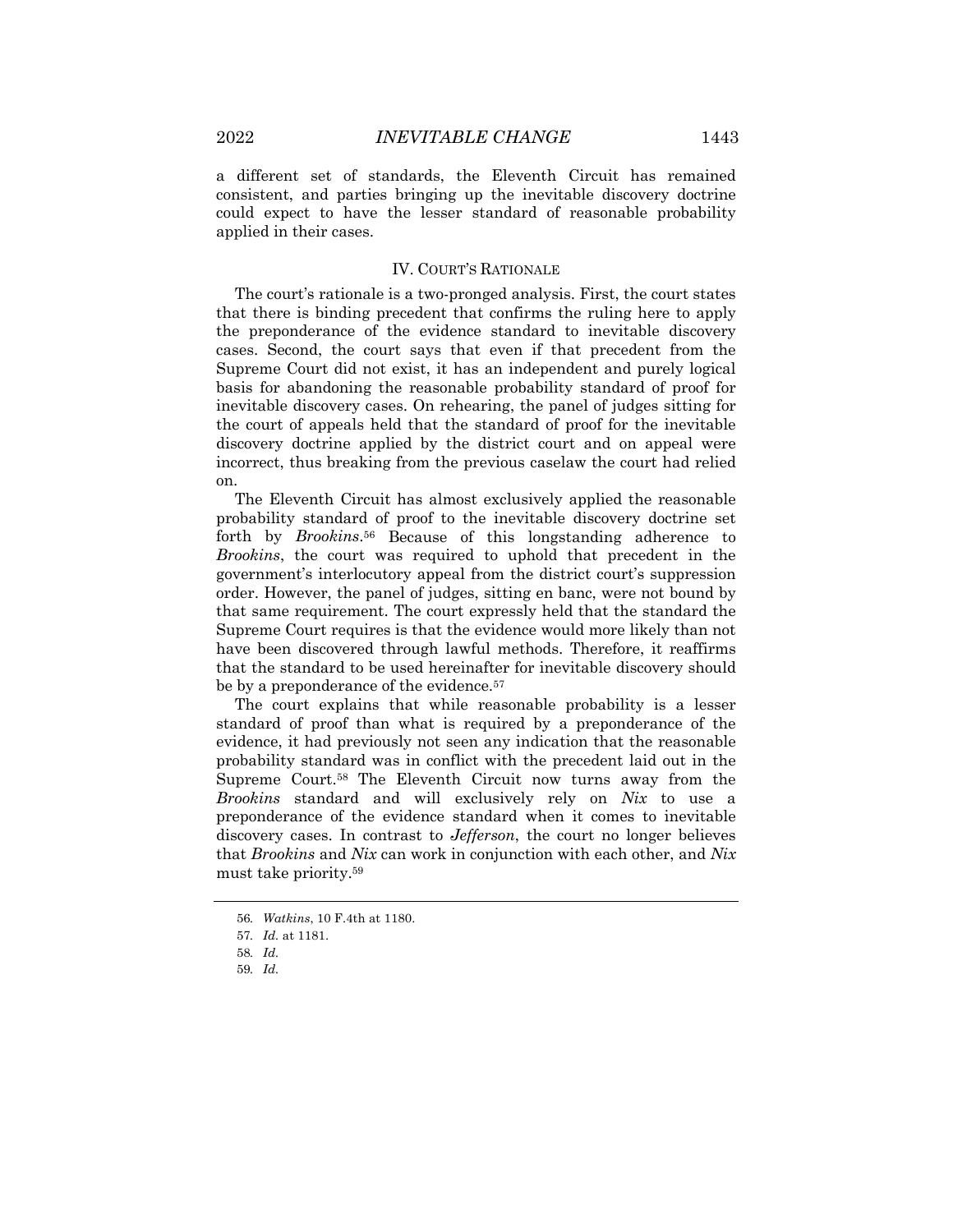a different set of standards, the Eleventh Circuit has remained consistent, and parties bringing up the inevitable discovery doctrine could expect to have the lesser standard of reasonable probability applied in their cases.

## IV. COURT'S RATIONALE

The court's rationale is a two-pronged analysis. First, the court states that there is binding precedent that confirms the ruling here to apply the preponderance of the evidence standard to inevitable discovery cases. Second, the court says that even if that precedent from the Supreme Court did not exist, it has an independent and purely logical basis for abandoning the reasonable probability standard of proof for inevitable discovery cases. On rehearing, the panel of judges sitting for the court of appeals held that the standard of proof for the inevitable discovery doctrine applied by the district court and on appeal were incorrect, thus breaking from the previous caselaw the court had relied on.

The Eleventh Circuit has almost exclusively applied the reasonable probability standard of proof to the inevitable discovery doctrine set forth by *Brookins*.[56] Because of this longstanding adherence to *Brookins*, the court was required to uphold that precedent in the government's interlocutory appeal from the district court's suppression order. However, the panel of judges, sitting en banc, were not bound by that same requirement. The court expressly held that the standard the Supreme Court requires is that the evidence would more likely than not have been discovered through lawful methods. Therefore, it reaffirms that the standard to be used hereinafter for inevitable discovery should be by a preponderance of the evidence.[57]

The court explains that while reasonable probability is a lesser standard of proof than what is required by a preponderance of the evidence, it had previously not seen any indication that the reasonable probability standard was in conflict with the precedent laid out in the Supreme Court.[58] The Eleventh Circuit now turns away from the *Brookins* standard and will exclusively rely on *Nix* to use a preponderance of the evidence standard when it comes to inevitable discovery cases. In contrast to *Jefferson*, the court no longer believes that *Brookins* and *Nix* can work in conjunction with each other, and *Nix* must take priority.[59]

---

56. *Watkins*, 10 F.4th at 1180.

57. *Id.* at 1181.

58. *Id.*

59. *Id.*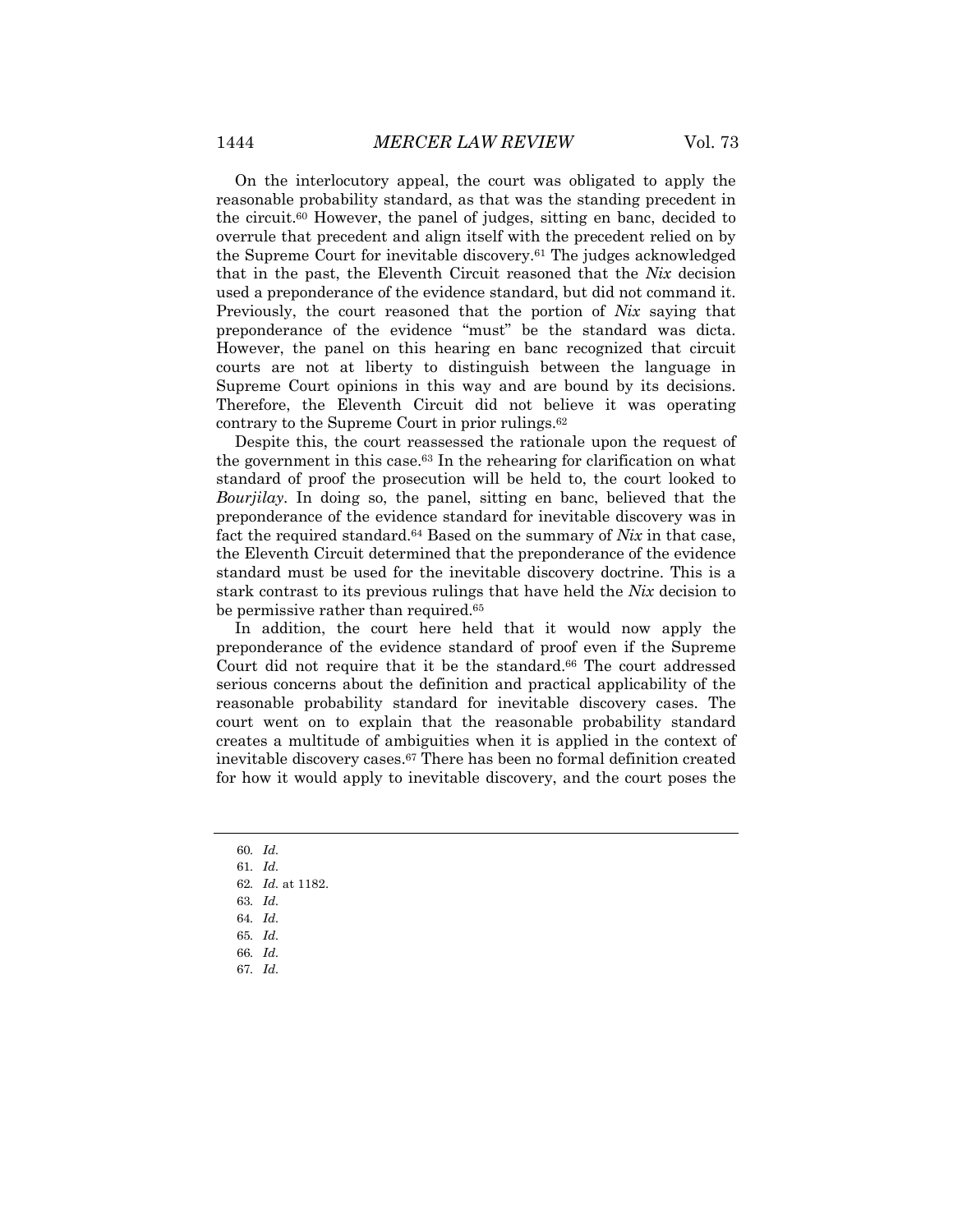On the interlocutory appeal, the court was obligated to apply the reasonable probability standard, as that was the standing precedent in the circuit.[60] However, the panel of judges, sitting en banc, decided to overrule that precedent and align itself with the precedent relied on by the Supreme Court for inevitable discovery.[61] The judges acknowledged that in the past, the Eleventh Circuit reasoned that the *Nix* decision used a preponderance of the evidence standard, but did not command it. Previously, the court reasoned that the portion of *Nix* saying that preponderance of the evidence "must" be the standard was dicta. However, the panel on this hearing en banc recognized that circuit courts are not at liberty to distinguish between the language in Supreme Court opinions in this way and are bound by its decisions. Therefore, the Eleventh Circuit did not believe it was operating contrary to the Supreme Court in prior rulings.[62]

Despite this, the court reassessed the rationale upon the request of the government in this case.[63] In the rehearing for clarification on what standard of proof the prosecution will be held to, the court looked to *Bourjilay*. In doing so, the panel, sitting en banc, believed that the preponderance of the evidence standard for inevitable discovery was in fact the required standard.[64] Based on the summary of *Nix* in that case, the Eleventh Circuit determined that the preponderance of the evidence standard must be used for the inevitable discovery doctrine. This is a stark contrast to its previous rulings that have held the *Nix* decision to be permissive rather than required.[65]

In addition, the court here held that it would now apply the preponderance of the evidence standard of proof even if the Supreme Court did not require that it be the standard.[66] The court addressed serious concerns about the definition and practical applicability of the reasonable probability standard for inevitable discovery cases. The court went on to explain that the reasonable probability standard creates a multitude of ambiguities when it is applied in the context of inevitable discovery cases.[67] There has been no formal definition created for how it would apply to inevitable discovery, and the court poses the

---

60. *Id.*
61. *Id.*
62. *Id.* at 1182.
63. *Id.*
64. *Id.*
65. *Id.*
66. *Id.*
67. *Id.*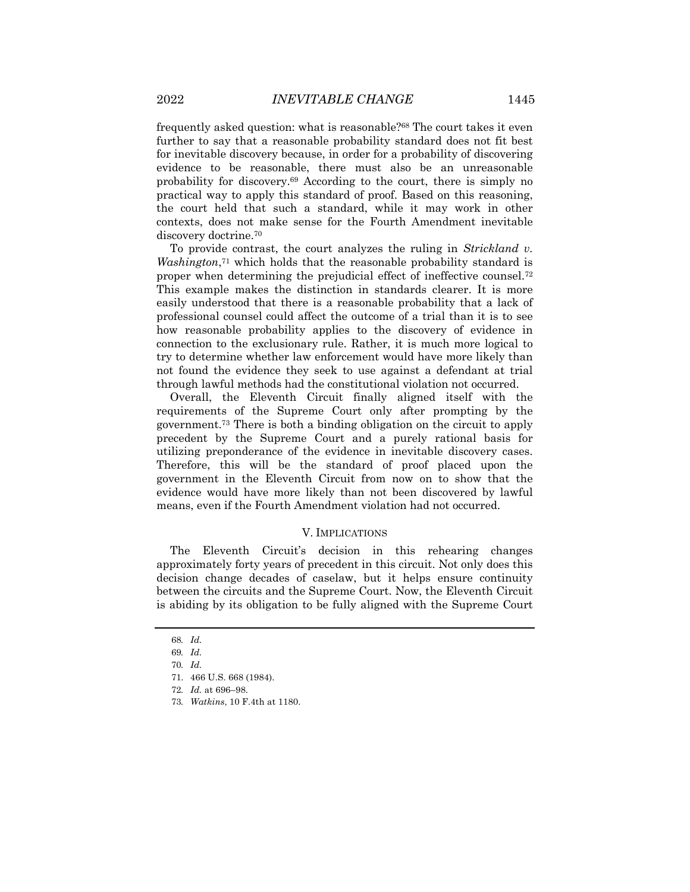frequently asked question: what is reasonable?[68] The court takes it even further to say that a reasonable probability standard does not fit best for inevitable discovery because, in order for a probability of discovering evidence to be reasonable, there must also be an unreasonable probability for discovery.[69] According to the court, there is simply no practical way to apply this standard of proof. Based on this reasoning, the court held that such a standard, while it may work in other contexts, does not make sense for the Fourth Amendment inevitable discovery doctrine.[70]

To provide contrast, the court analyzes the ruling in *Strickland v. Washington*,[71] which holds that the reasonable probability standard is proper when determining the prejudicial effect of ineffective counsel.[72] This example makes the distinction in standards clearer. It is more easily understood that there is a reasonable probability that a lack of professional counsel could affect the outcome of a trial than it is to see how reasonable probability applies to the discovery of evidence in connection to the exclusionary rule. Rather, it is much more logical to try to determine whether law enforcement would have more likely than not found the evidence they seek to use against a defendant at trial through lawful methods had the constitutional violation not occurred.

Overall, the Eleventh Circuit finally aligned itself with the requirements of the Supreme Court only after prompting by the government.[73] There is both a binding obligation on the circuit to apply precedent by the Supreme Court and a purely rational basis for utilizing preponderance of the evidence in inevitable discovery cases. Therefore, this will be the standard of proof placed upon the government in the Eleventh Circuit from now on to show that the evidence would have more likely than not been discovered by lawful means, even if the Fourth Amendment violation had not occurred.

## V. IMPLICATIONS

The Eleventh Circuit's decision in this rehearing changes approximately forty years of precedent in this circuit. Not only does this decision change decades of caselaw, but it helps ensure continuity between the circuits and the Supreme Court. Now, the Eleventh Circuit is abiding by its obligation to be fully aligned with the Supreme Court

---

68. *Id.*
69. *Id.*
70. *Id.*
71. 466 U.S. 668 (1984).
72. *Id.* at 696–98.
73. *Watkins*, 10 F.4th at 1180.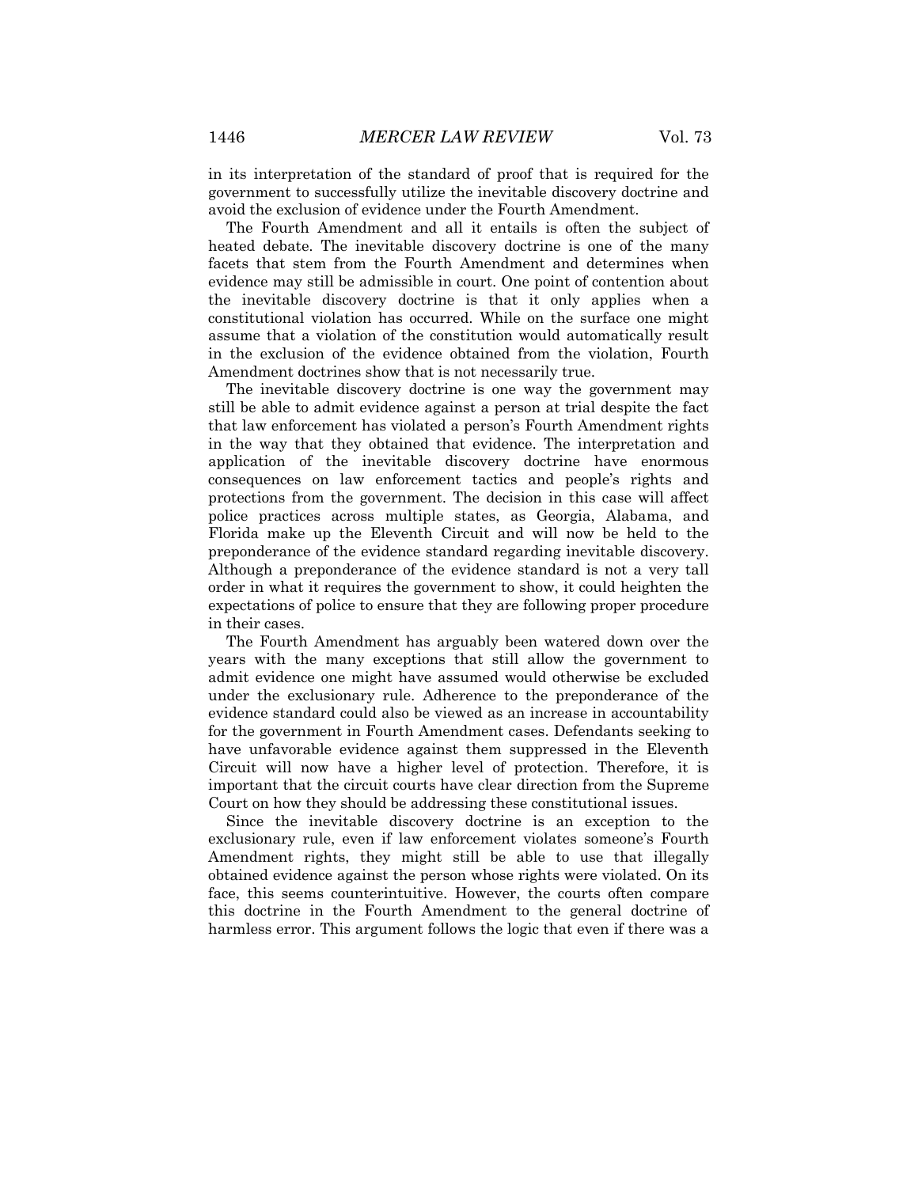in its interpretation of the standard of proof that is required for the government to successfully utilize the inevitable discovery doctrine and avoid the exclusion of evidence under the Fourth Amendment.

The Fourth Amendment and all it entails is often the subject of heated debate. The inevitable discovery doctrine is one of the many facets that stem from the Fourth Amendment and determines when evidence may still be admissible in court. One point of contention about the inevitable discovery doctrine is that it only applies when a constitutional violation has occurred. While on the surface one might assume that a violation of the constitution would automatically result in the exclusion of the evidence obtained from the violation, Fourth Amendment doctrines show that is not necessarily true.

The inevitable discovery doctrine is one way the government may still be able to admit evidence against a person at trial despite the fact that law enforcement has violated a person's Fourth Amendment rights in the way that they obtained that evidence. The interpretation and application of the inevitable discovery doctrine have enormous consequences on law enforcement tactics and people's rights and protections from the government. The decision in this case will affect police practices across multiple states, as Georgia, Alabama, and Florida make up the Eleventh Circuit and will now be held to the preponderance of the evidence standard regarding inevitable discovery. Although a preponderance of the evidence standard is not a very tall order in what it requires the government to show, it could heighten the expectations of police to ensure that they are following proper procedure in their cases.

The Fourth Amendment has arguably been watered down over the years with the many exceptions that still allow the government to admit evidence one might have assumed would otherwise be excluded under the exclusionary rule. Adherence to the preponderance of the evidence standard could also be viewed as an increase in accountability for the government in Fourth Amendment cases. Defendants seeking to have unfavorable evidence against them suppressed in the Eleventh Circuit will now have a higher level of protection. Therefore, it is important that the circuit courts have clear direction from the Supreme Court on how they should be addressing these constitutional issues.

Since the inevitable discovery doctrine is an exception to the exclusionary rule, even if law enforcement violates someone's Fourth Amendment rights, they might still be able to use that illegally obtained evidence against the person whose rights were violated. On its face, this seems counterintuitive. However, the courts often compare this doctrine in the Fourth Amendment to the general doctrine of harmless error. This argument follows the logic that even if there was a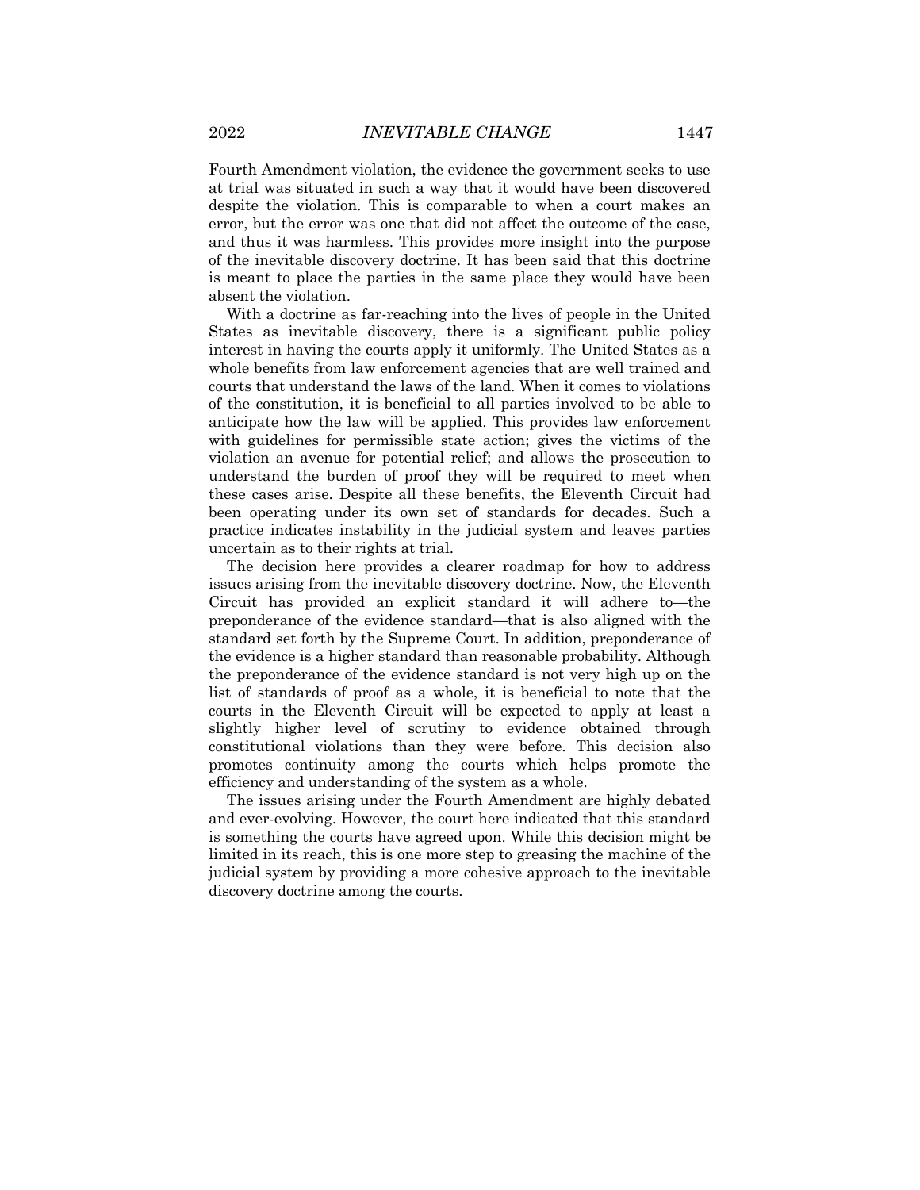Fourth Amendment violation, the evidence the government seeks to use at trial was situated in such a way that it would have been discovered despite the violation. This is comparable to when a court makes an error, but the error was one that did not affect the outcome of the case, and thus it was harmless. This provides more insight into the purpose of the inevitable discovery doctrine. It has been said that this doctrine is meant to place the parties in the same place they would have been absent the violation.

With a doctrine as far-reaching into the lives of people in the United States as inevitable discovery, there is a significant public policy interest in having the courts apply it uniformly. The United States as a whole benefits from law enforcement agencies that are well trained and courts that understand the laws of the land. When it comes to violations of the constitution, it is beneficial to all parties involved to be able to anticipate how the law will be applied. This provides law enforcement with guidelines for permissible state action; gives the victims of the violation an avenue for potential relief; and allows the prosecution to understand the burden of proof they will be required to meet when these cases arise. Despite all these benefits, the Eleventh Circuit had been operating under its own set of standards for decades. Such a practice indicates instability in the judicial system and leaves parties uncertain as to their rights at trial.

The decision here provides a clearer roadmap for how to address issues arising from the inevitable discovery doctrine. Now, the Eleventh Circuit has provided an explicit standard it will adhere to—the preponderance of the evidence standard—that is also aligned with the standard set forth by the Supreme Court. In addition, preponderance of the evidence is a higher standard than reasonable probability. Although the preponderance of the evidence standard is not very high up on the list of standards of proof as a whole, it is beneficial to note that the courts in the Eleventh Circuit will be expected to apply at least a slightly higher level of scrutiny to evidence obtained through constitutional violations than they were before. This decision also promotes continuity among the courts which helps promote the efficiency and understanding of the system as a whole.

The issues arising under the Fourth Amendment are highly debated and ever-evolving. However, the court here indicated that this standard is something the courts have agreed upon. While this decision might be limited in its reach, this is one more step to greasing the machine of the judicial system by providing a more cohesive approach to the inevitable discovery doctrine among the courts.